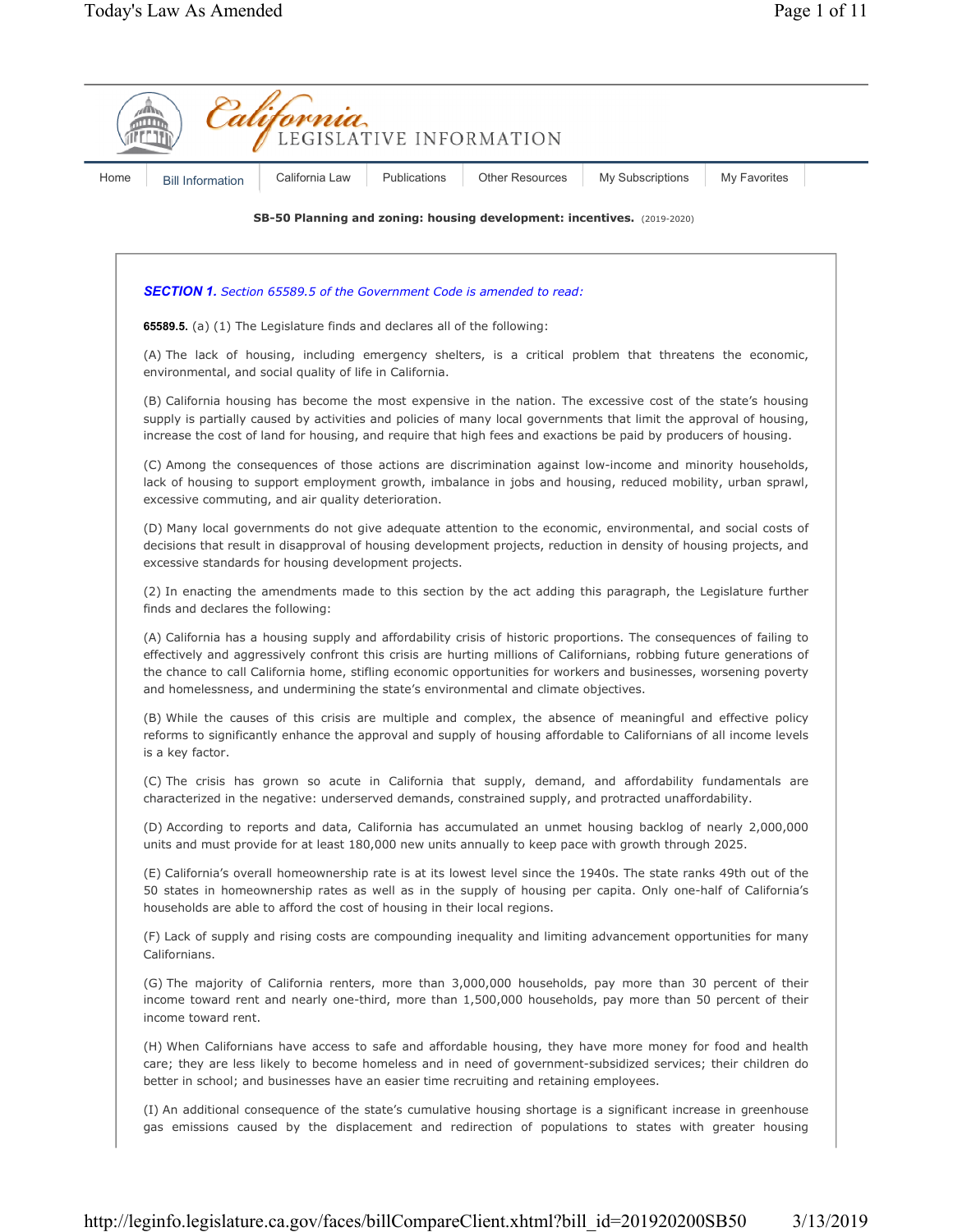# California LEGISLATIVE INFORMATION

Home | Bill Information | California Law | Publications | Other Resources | My Subscriptions | My Favorites

**SB-50 Planning and zoning: housing development: incentives.** (2019-2020)

***SECTION 1.*** *Section 65589.5 of the Government Code is amended to read:*

**65589.5.** (a) (1) The Legislature finds and declares all of the following:

(A) The lack of housing, including emergency shelters, is a critical problem that threatens the economic, environmental, and social quality of life in California.

(B) California housing has become the most expensive in the nation. The excessive cost of the state's housing supply is partially caused by activities and policies of many local governments that limit the approval of housing, increase the cost of land for housing, and require that high fees and exactions be paid by producers of housing.

(C) Among the consequences of those actions are discrimination against low-income and minority households, lack of housing to support employment growth, imbalance in jobs and housing, reduced mobility, urban sprawl, excessive commuting, and air quality deterioration.

(D) Many local governments do not give adequate attention to the economic, environmental, and social costs of decisions that result in disapproval of housing development projects, reduction in density of housing projects, and excessive standards for housing development projects.

(2) In enacting the amendments made to this section by the act adding this paragraph, the Legislature further finds and declares the following:

(A) California has a housing supply and affordability crisis of historic proportions. The consequences of failing to effectively and aggressively confront this crisis are hurting millions of Californians, robbing future generations of the chance to call California home, stifling economic opportunities for workers and businesses, worsening poverty and homelessness, and undermining the state's environmental and climate objectives.

(B) While the causes of this crisis are multiple and complex, the absence of meaningful and effective policy reforms to significantly enhance the approval and supply of housing affordable to Californians of all income levels is a key factor.

(C) The crisis has grown so acute in California that supply, demand, and affordability fundamentals are characterized in the negative: underserved demands, constrained supply, and protracted unaffordability.

(D) According to reports and data, California has accumulated an unmet housing backlog of nearly 2,000,000 units and must provide for at least 180,000 new units annually to keep pace with growth through 2025.

(E) California's overall homeownership rate is at its lowest level since the 1940s. The state ranks 49th out of the 50 states in homeownership rates as well as in the supply of housing per capita. Only one-half of California's households are able to afford the cost of housing in their local regions.

(F) Lack of supply and rising costs are compounding inequality and limiting advancement opportunities for many Californians.

(G) The majority of California renters, more than 3,000,000 households, pay more than 30 percent of their income toward rent and nearly one-third, more than 1,500,000 households, pay more than 50 percent of their income toward rent.

(H) When Californians have access to safe and affordable housing, they have more money for food and health care; they are less likely to become homeless and in need of government-subsidized services; their children do better in school; and businesses have an easier time recruiting and retaining employees.

(I) An additional consequence of the state's cumulative housing shortage is a significant increase in greenhouse gas emissions caused by the displacement and redirection of populations to states with greater housing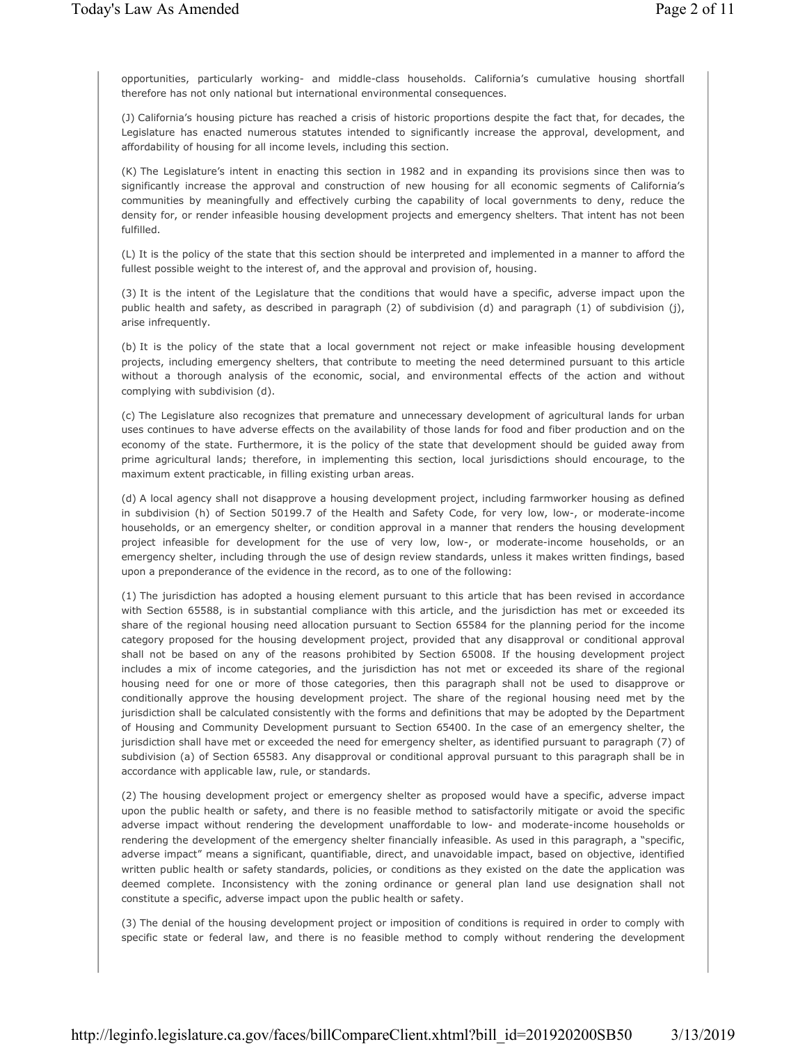opportunities, particularly working- and middle-class households. California's cumulative housing shortfall therefore has not only national but international environmental consequences.

(J) California's housing picture has reached a crisis of historic proportions despite the fact that, for decades, the Legislature has enacted numerous statutes intended to significantly increase the approval, development, and affordability of housing for all income levels, including this section.

(K) The Legislature's intent in enacting this section in 1982 and in expanding its provisions since then was to significantly increase the approval and construction of new housing for all economic segments of California's communities by meaningfully and effectively curbing the capability of local governments to deny, reduce the density for, or render infeasible housing development projects and emergency shelters. That intent has not been fulfilled.

(L) It is the policy of the state that this section should be interpreted and implemented in a manner to afford the fullest possible weight to the interest of, and the approval and provision of, housing.

(3) It is the intent of the Legislature that the conditions that would have a specific, adverse impact upon the public health and safety, as described in paragraph (2) of subdivision (d) and paragraph (1) of subdivision (j), arise infrequently.

(b) It is the policy of the state that a local government not reject or make infeasible housing development projects, including emergency shelters, that contribute to meeting the need determined pursuant to this article without a thorough analysis of the economic, social, and environmental effects of the action and without complying with subdivision (d).

(c) The Legislature also recognizes that premature and unnecessary development of agricultural lands for urban uses continues to have adverse effects on the availability of those lands for food and fiber production and on the economy of the state. Furthermore, it is the policy of the state that development should be guided away from prime agricultural lands; therefore, in implementing this section, local jurisdictions should encourage, to the maximum extent practicable, in filling existing urban areas.

(d) A local agency shall not disapprove a housing development project, including farmworker housing as defined in subdivision (h) of Section 50199.7 of the Health and Safety Code, for very low, low-, or moderate-income households, or an emergency shelter, or condition approval in a manner that renders the housing development project infeasible for development for the use of very low, low-, or moderate-income households, or an emergency shelter, including through the use of design review standards, unless it makes written findings, based upon a preponderance of the evidence in the record, as to one of the following:

(1) The jurisdiction has adopted a housing element pursuant to this article that has been revised in accordance with Section 65588, is in substantial compliance with this article, and the jurisdiction has met or exceeded its share of the regional housing need allocation pursuant to Section 65584 for the planning period for the income category proposed for the housing development project, provided that any disapproval or conditional approval shall not be based on any of the reasons prohibited by Section 65008. If the housing development project includes a mix of income categories, and the jurisdiction has not met or exceeded its share of the regional housing need for one or more of those categories, then this paragraph shall not be used to disapprove or conditionally approve the housing development project. The share of the regional housing need met by the jurisdiction shall be calculated consistently with the forms and definitions that may be adopted by the Department of Housing and Community Development pursuant to Section 65400. In the case of an emergency shelter, the jurisdiction shall have met or exceeded the need for emergency shelter, as identified pursuant to paragraph (7) of subdivision (a) of Section 65583. Any disapproval or conditional approval pursuant to this paragraph shall be in accordance with applicable law, rule, or standards.

(2) The housing development project or emergency shelter as proposed would have a specific, adverse impact upon the public health or safety, and there is no feasible method to satisfactorily mitigate or avoid the specific adverse impact without rendering the development unaffordable to low- and moderate-income households or rendering the development of the emergency shelter financially infeasible. As used in this paragraph, a "specific, adverse impact" means a significant, quantifiable, direct, and unavoidable impact, based on objective, identified written public health or safety standards, policies, or conditions as they existed on the date the application was deemed complete. Inconsistency with the zoning ordinance or general plan land use designation shall not constitute a specific, adverse impact upon the public health or safety.

(3) The denial of the housing development project or imposition of conditions is required in order to comply with specific state or federal law, and there is no feasible method to comply without rendering the development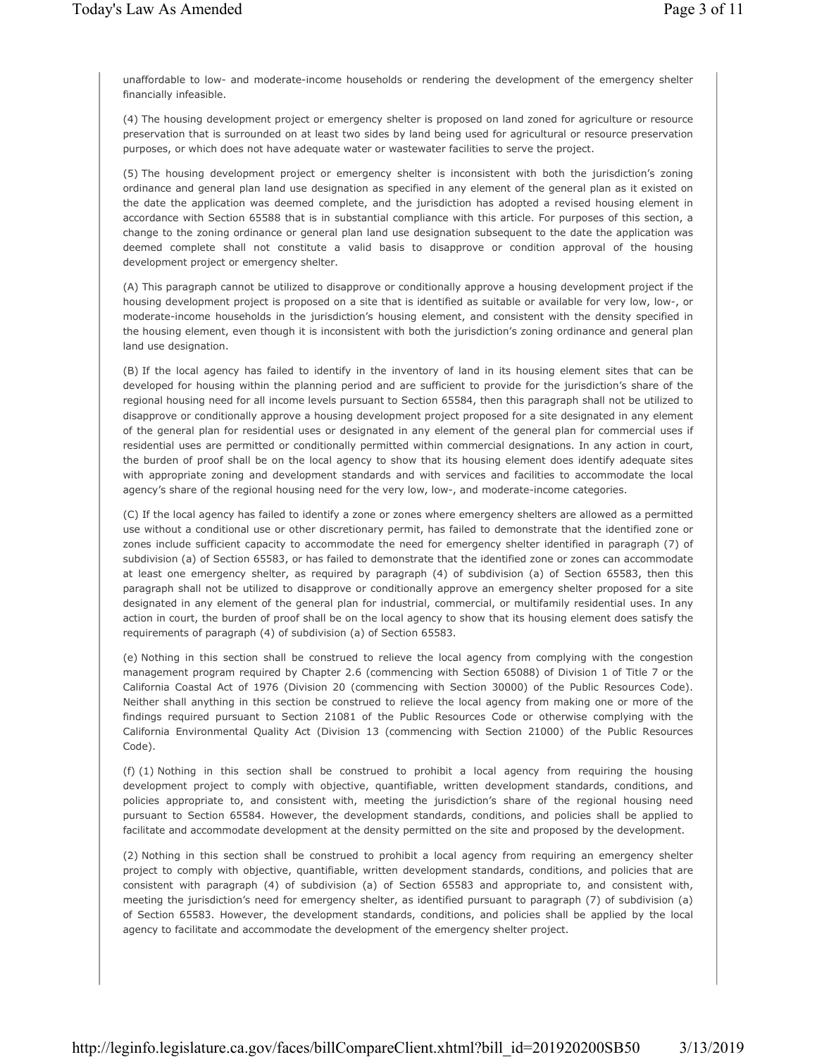unaffordable to low- and moderate-income households or rendering the development of the emergency shelter financially infeasible.

(4) The housing development project or emergency shelter is proposed on land zoned for agriculture or resource preservation that is surrounded on at least two sides by land being used for agricultural or resource preservation purposes, or which does not have adequate water or wastewater facilities to serve the project.

(5) The housing development project or emergency shelter is inconsistent with both the jurisdiction's zoning ordinance and general plan land use designation as specified in any element of the general plan as it existed on the date the application was deemed complete, and the jurisdiction has adopted a revised housing element in accordance with Section 65588 that is in substantial compliance with this article. For purposes of this section, a change to the zoning ordinance or general plan land use designation subsequent to the date the application was deemed complete shall not constitute a valid basis to disapprove or condition approval of the housing development project or emergency shelter.

(A) This paragraph cannot be utilized to disapprove or conditionally approve a housing development project if the housing development project is proposed on a site that is identified as suitable or available for very low, low-, or moderate-income households in the jurisdiction's housing element, and consistent with the density specified in the housing element, even though it is inconsistent with both the jurisdiction's zoning ordinance and general plan land use designation.

(B) If the local agency has failed to identify in the inventory of land in its housing element sites that can be developed for housing within the planning period and are sufficient to provide for the jurisdiction's share of the regional housing need for all income levels pursuant to Section 65584, then this paragraph shall not be utilized to disapprove or conditionally approve a housing development project proposed for a site designated in any element of the general plan for residential uses or designated in any element of the general plan for commercial uses if residential uses are permitted or conditionally permitted within commercial designations. In any action in court, the burden of proof shall be on the local agency to show that its housing element does identify adequate sites with appropriate zoning and development standards and with services and facilities to accommodate the local agency's share of the regional housing need for the very low, low-, and moderate-income categories.

(C) If the local agency has failed to identify a zone or zones where emergency shelters are allowed as a permitted use without a conditional use or other discretionary permit, has failed to demonstrate that the identified zone or zones include sufficient capacity to accommodate the need for emergency shelter identified in paragraph (7) of subdivision (a) of Section 65583, or has failed to demonstrate that the identified zone or zones can accommodate at least one emergency shelter, as required by paragraph (4) of subdivision (a) of Section 65583, then this paragraph shall not be utilized to disapprove or conditionally approve an emergency shelter proposed for a site designated in any element of the general plan for industrial, commercial, or multifamily residential uses. In any action in court, the burden of proof shall be on the local agency to show that its housing element does satisfy the requirements of paragraph (4) of subdivision (a) of Section 65583.

(e) Nothing in this section shall be construed to relieve the local agency from complying with the congestion management program required by Chapter 2.6 (commencing with Section 65088) of Division 1 of Title 7 or the California Coastal Act of 1976 (Division 20 (commencing with Section 30000) of the Public Resources Code). Neither shall anything in this section be construed to relieve the local agency from making one or more of the findings required pursuant to Section 21081 of the Public Resources Code or otherwise complying with the California Environmental Quality Act (Division 13 (commencing with Section 21000) of the Public Resources Code).

(f) (1) Nothing in this section shall be construed to prohibit a local agency from requiring the housing development project to comply with objective, quantifiable, written development standards, conditions, and policies appropriate to, and consistent with, meeting the jurisdiction's share of the regional housing need pursuant to Section 65584. However, the development standards, conditions, and policies shall be applied to facilitate and accommodate development at the density permitted on the site and proposed by the development.

(2) Nothing in this section shall be construed to prohibit a local agency from requiring an emergency shelter project to comply with objective, quantifiable, written development standards, conditions, and policies that are consistent with paragraph (4) of subdivision (a) of Section 65583 and appropriate to, and consistent with, meeting the jurisdiction's need for emergency shelter, as identified pursuant to paragraph (7) of subdivision (a) of Section 65583. However, the development standards, conditions, and policies shall be applied by the local agency to facilitate and accommodate the development of the emergency shelter project.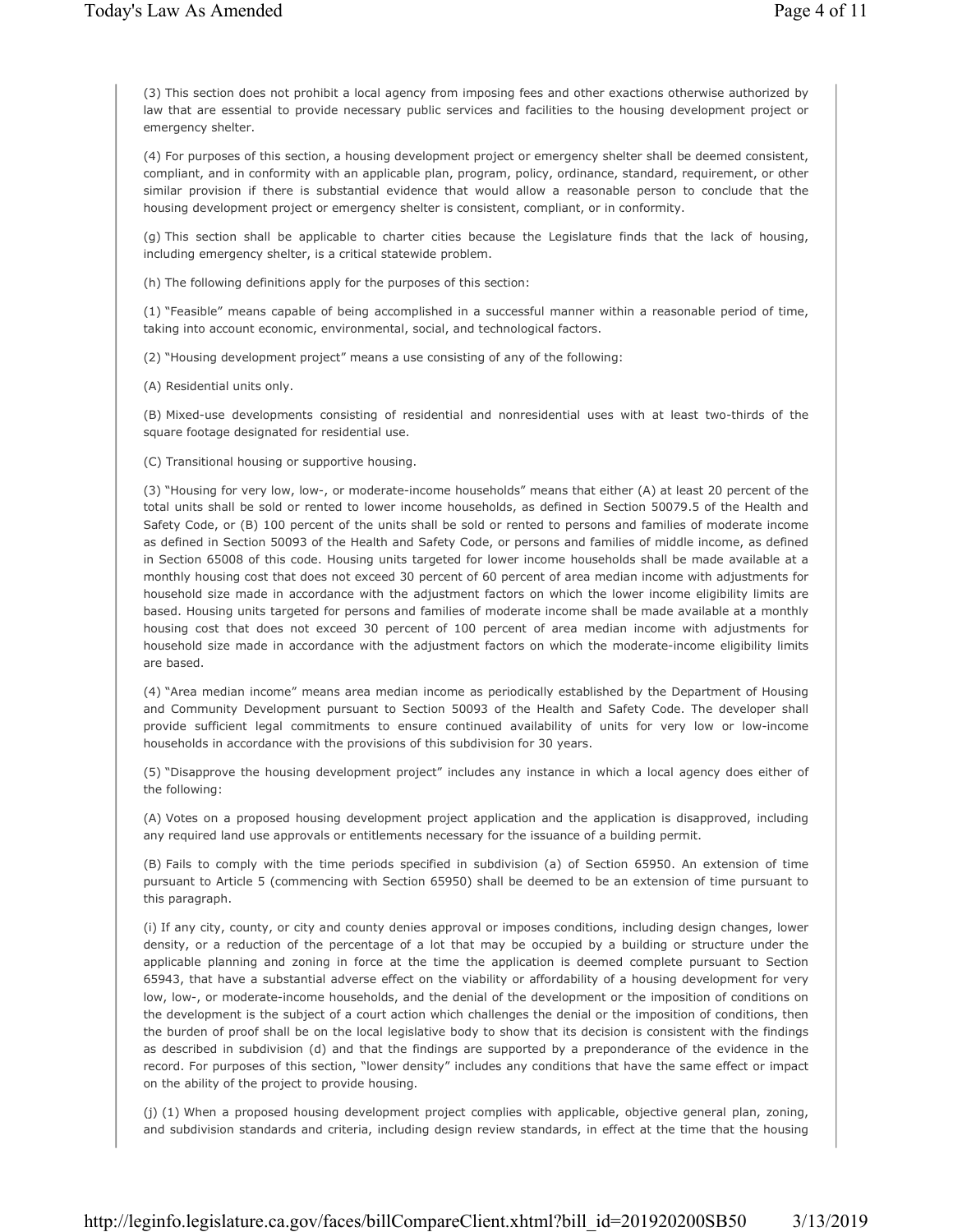(3) This section does not prohibit a local agency from imposing fees and other exactions otherwise authorized by law that are essential to provide necessary public services and facilities to the housing development project or emergency shelter.

(4) For purposes of this section, a housing development project or emergency shelter shall be deemed consistent, compliant, and in conformity with an applicable plan, program, policy, ordinance, standard, requirement, or other similar provision if there is substantial evidence that would allow a reasonable person to conclude that the housing development project or emergency shelter is consistent, compliant, or in conformity.

(g) This section shall be applicable to charter cities because the Legislature finds that the lack of housing, including emergency shelter, is a critical statewide problem.

(h) The following definitions apply for the purposes of this section:

(1) "Feasible" means capable of being accomplished in a successful manner within a reasonable period of time, taking into account economic, environmental, social, and technological factors.

(2) "Housing development project" means a use consisting of any of the following:

(A) Residential units only.

(B) Mixed-use developments consisting of residential and nonresidential uses with at least two-thirds of the square footage designated for residential use.

(C) Transitional housing or supportive housing.

(3) "Housing for very low, low-, or moderate-income households" means that either (A) at least 20 percent of the total units shall be sold or rented to lower income households, as defined in Section 50079.5 of the Health and Safety Code, or (B) 100 percent of the units shall be sold or rented to persons and families of moderate income as defined in Section 50093 of the Health and Safety Code, or persons and families of middle income, as defined in Section 65008 of this code. Housing units targeted for lower income households shall be made available at a monthly housing cost that does not exceed 30 percent of 60 percent of area median income with adjustments for household size made in accordance with the adjustment factors on which the lower income eligibility limits are based. Housing units targeted for persons and families of moderate income shall be made available at a monthly housing cost that does not exceed 30 percent of 100 percent of area median income with adjustments for household size made in accordance with the adjustment factors on which the moderate-income eligibility limits are based.

(4) "Area median income" means area median income as periodically established by the Department of Housing and Community Development pursuant to Section 50093 of the Health and Safety Code. The developer shall provide sufficient legal commitments to ensure continued availability of units for very low or low-income households in accordance with the provisions of this subdivision for 30 years.

(5) "Disapprove the housing development project" includes any instance in which a local agency does either of the following:

(A) Votes on a proposed housing development project application and the application is disapproved, including any required land use approvals or entitlements necessary for the issuance of a building permit.

(B) Fails to comply with the time periods specified in subdivision (a) of Section 65950. An extension of time pursuant to Article 5 (commencing with Section 65950) shall be deemed to be an extension of time pursuant to this paragraph.

(i) If any city, county, or city and county denies approval or imposes conditions, including design changes, lower density, or a reduction of the percentage of a lot that may be occupied by a building or structure under the applicable planning and zoning in force at the time the application is deemed complete pursuant to Section 65943, that have a substantial adverse effect on the viability or affordability of a housing development for very low, low-, or moderate-income households, and the denial of the development or the imposition of conditions on the development is the subject of a court action which challenges the denial or the imposition of conditions, then the burden of proof shall be on the local legislative body to show that its decision is consistent with the findings as described in subdivision (d) and that the findings are supported by a preponderance of the evidence in the record. For purposes of this section, "lower density" includes any conditions that have the same effect or impact on the ability of the project to provide housing.

(j) (1) When a proposed housing development project complies with applicable, objective general plan, zoning, and subdivision standards and criteria, including design review standards, in effect at the time that the housing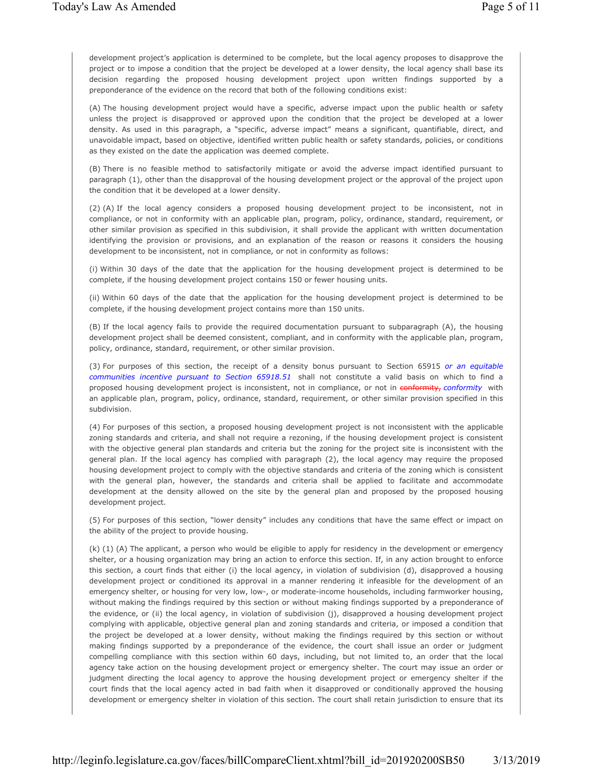development project's application is determined to be complete, but the local agency proposes to disapprove the project or to impose a condition that the project be developed at a lower density, the local agency shall base its decision regarding the proposed housing development project upon written findings supported by a preponderance of the evidence on the record that both of the following conditions exist:

(A) The housing development project would have a specific, adverse impact upon the public health or safety unless the project is disapproved or approved upon the condition that the project be developed at a lower density. As used in this paragraph, a "specific, adverse impact" means a significant, quantifiable, direct, and unavoidable impact, based on objective, identified written public health or safety standards, policies, or conditions as they existed on the date the application was deemed complete.

(B) There is no feasible method to satisfactorily mitigate or avoid the adverse impact identified pursuant to paragraph (1), other than the disapproval of the housing development project or the approval of the project upon the condition that it be developed at a lower density.

(2) (A) If the local agency considers a proposed housing development project to be inconsistent, not in compliance, or not in conformity with an applicable plan, program, policy, ordinance, standard, requirement, or other similar provision as specified in this subdivision, it shall provide the applicant with written documentation identifying the provision or provisions, and an explanation of the reason or reasons it considers the housing development to be inconsistent, not in compliance, or not in conformity as follows:

(i) Within 30 days of the date that the application for the housing development project is determined to be complete, if the housing development project contains 150 or fewer housing units.

(ii) Within 60 days of the date that the application for the housing development project is determined to be complete, if the housing development project contains more than 150 units.

(B) If the local agency fails to provide the required documentation pursuant to subparagraph (A), the housing development project shall be deemed consistent, compliant, and in conformity with the applicable plan, program, policy, ordinance, standard, requirement, or other similar provision.

(3) For purposes of this section, the receipt of a density bonus pursuant to Section 65915 *or an equitable communities incentive pursuant to Section 65918.51* shall not constitute a valid basis on which to find a proposed housing development project is inconsistent, not in compliance, or not in ~~conformity,~~ *conformity* with an applicable plan, program, policy, ordinance, standard, requirement, or other similar provision specified in this subdivision.

(4) For purposes of this section, a proposed housing development project is not inconsistent with the applicable zoning standards and criteria, and shall not require a rezoning, if the housing development project is consistent with the objective general plan standards and criteria but the zoning for the project site is inconsistent with the general plan. If the local agency has complied with paragraph (2), the local agency may require the proposed housing development project to comply with the objective standards and criteria of the zoning which is consistent with the general plan, however, the standards and criteria shall be applied to facilitate and accommodate development at the density allowed on the site by the general plan and proposed by the proposed housing development project.

(5) For purposes of this section, "lower density" includes any conditions that have the same effect or impact on the ability of the project to provide housing.

(k) (1) (A) The applicant, a person who would be eligible to apply for residency in the development or emergency shelter, or a housing organization may bring an action to enforce this section. If, in any action brought to enforce this section, a court finds that either (i) the local agency, in violation of subdivision (d), disapproved a housing development project or conditioned its approval in a manner rendering it infeasible for the development of an emergency shelter, or housing for very low, low-, or moderate-income households, including farmworker housing, without making the findings required by this section or without making findings supported by a preponderance of the evidence, or (ii) the local agency, in violation of subdivision (j), disapproved a housing development project complying with applicable, objective general plan and zoning standards and criteria, or imposed a condition that the project be developed at a lower density, without making the findings required by this section or without making findings supported by a preponderance of the evidence, the court shall issue an order or judgment compelling compliance with this section within 60 days, including, but not limited to, an order that the local agency take action on the housing development project or emergency shelter. The court may issue an order or judgment directing the local agency to approve the housing development project or emergency shelter if the court finds that the local agency acted in bad faith when it disapproved or conditionally approved the housing development or emergency shelter in violation of this section. The court shall retain jurisdiction to ensure that its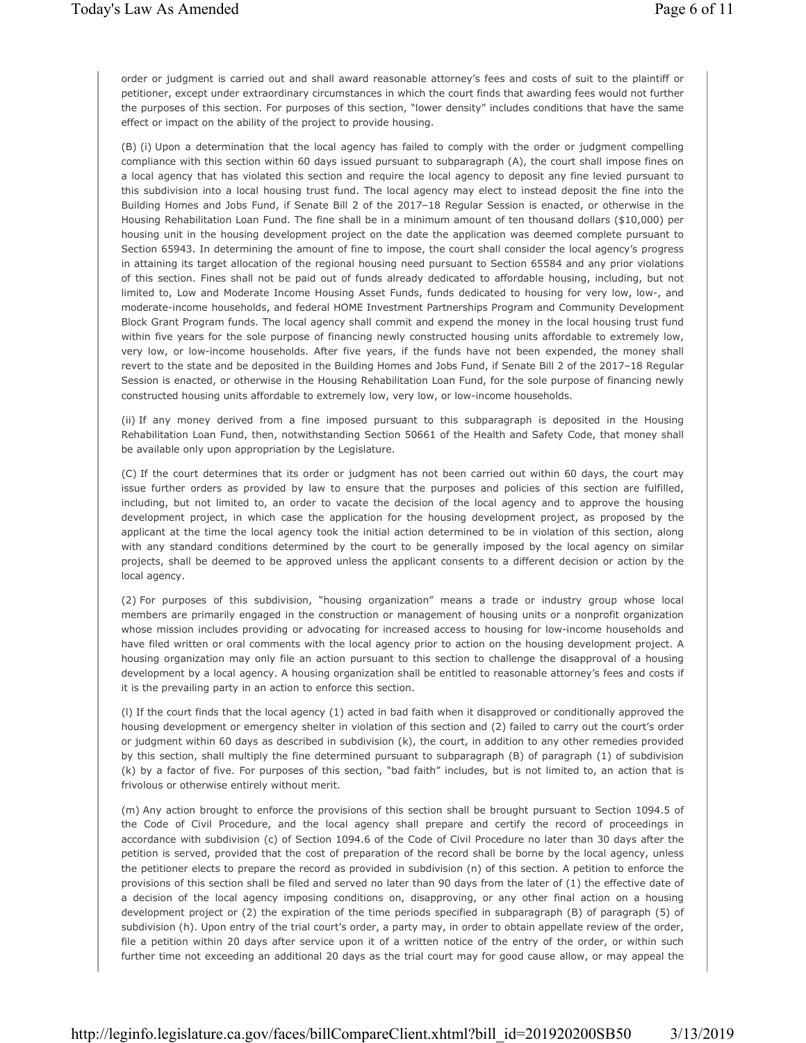order or judgment is carried out and shall award reasonable attorney's fees and costs of suit to the plaintiff or petitioner, except under extraordinary circumstances in which the court finds that awarding fees would not further the purposes of this section. For purposes of this section, "lower density" includes conditions that have the same effect or impact on the ability of the project to provide housing.

(B) (i) Upon a determination that the local agency has failed to comply with the order or judgment compelling compliance with this section within 60 days issued pursuant to subparagraph (A), the court shall impose fines on a local agency that has violated this section and require the local agency to deposit any fine levied pursuant to this subdivision into a local housing trust fund. The local agency may elect to instead deposit the fine into the Building Homes and Jobs Fund, if Senate Bill 2 of the 2017–18 Regular Session is enacted, or otherwise in the Housing Rehabilitation Loan Fund. The fine shall be in a minimum amount of ten thousand dollars ($10,000) per housing unit in the housing development project on the date the application was deemed complete pursuant to Section 65943. In determining the amount of fine to impose, the court shall consider the local agency's progress in attaining its target allocation of the regional housing need pursuant to Section 65584 and any prior violations of this section. Fines shall not be paid out of funds already dedicated to affordable housing, including, but not limited to, Low and Moderate Income Housing Asset Funds, funds dedicated to housing for very low, low-, and moderate-income households, and federal HOME Investment Partnerships Program and Community Development Block Grant Program funds. The local agency shall commit and expend the money in the local housing trust fund within five years for the sole purpose of financing newly constructed housing units affordable to extremely low, very low, or low-income households. After five years, if the funds have not been expended, the money shall revert to the state and be deposited in the Building Homes and Jobs Fund, if Senate Bill 2 of the 2017–18 Regular Session is enacted, or otherwise in the Housing Rehabilitation Loan Fund, for the sole purpose of financing newly constructed housing units affordable to extremely low, very low, or low-income households.

(ii) If any money derived from a fine imposed pursuant to this subparagraph is deposited in the Housing Rehabilitation Loan Fund, then, notwithstanding Section 50661 of the Health and Safety Code, that money shall be available only upon appropriation by the Legislature.

(C) If the court determines that its order or judgment has not been carried out within 60 days, the court may issue further orders as provided by law to ensure that the purposes and policies of this section are fulfilled, including, but not limited to, an order to vacate the decision of the local agency and to approve the housing development project, in which case the application for the housing development project, as proposed by the applicant at the time the local agency took the initial action determined to be in violation of this section, along with any standard conditions determined by the court to be generally imposed by the local agency on similar projects, shall be deemed to be approved unless the applicant consents to a different decision or action by the local agency.

(2) For purposes of this subdivision, "housing organization" means a trade or industry group whose local members are primarily engaged in the construction or management of housing units or a nonprofit organization whose mission includes providing or advocating for increased access to housing for low-income households and have filed written or oral comments with the local agency prior to action on the housing development project. A housing organization may only file an action pursuant to this section to challenge the disapproval of a housing development by a local agency. A housing organization shall be entitled to reasonable attorney's fees and costs if it is the prevailing party in an action to enforce this section.

(l) If the court finds that the local agency (1) acted in bad faith when it disapproved or conditionally approved the housing development or emergency shelter in violation of this section and (2) failed to carry out the court's order or judgment within 60 days as described in subdivision (k), the court, in addition to any other remedies provided by this section, shall multiply the fine determined pursuant to subparagraph (B) of paragraph (1) of subdivision (k) by a factor of five. For purposes of this section, "bad faith" includes, but is not limited to, an action that is frivolous or otherwise entirely without merit.

(m) Any action brought to enforce the provisions of this section shall be brought pursuant to Section 1094.5 of the Code of Civil Procedure, and the local agency shall prepare and certify the record of proceedings in accordance with subdivision (c) of Section 1094.6 of the Code of Civil Procedure no later than 30 days after the petition is served, provided that the cost of preparation of the record shall be borne by the local agency, unless the petitioner elects to prepare the record as provided in subdivision (n) of this section. A petition to enforce the provisions of this section shall be filed and served no later than 90 days from the later of (1) the effective date of a decision of the local agency imposing conditions on, disapproving, or any other final action on a housing development project or (2) the expiration of the time periods specified in subparagraph (B) of paragraph (5) of subdivision (h). Upon entry of the trial court's order, a party may, in order to obtain appellate review of the order, file a petition within 20 days after service upon it of a written notice of the entry of the order, or within such further time not exceeding an additional 20 days as the trial court may for good cause allow, or may appeal the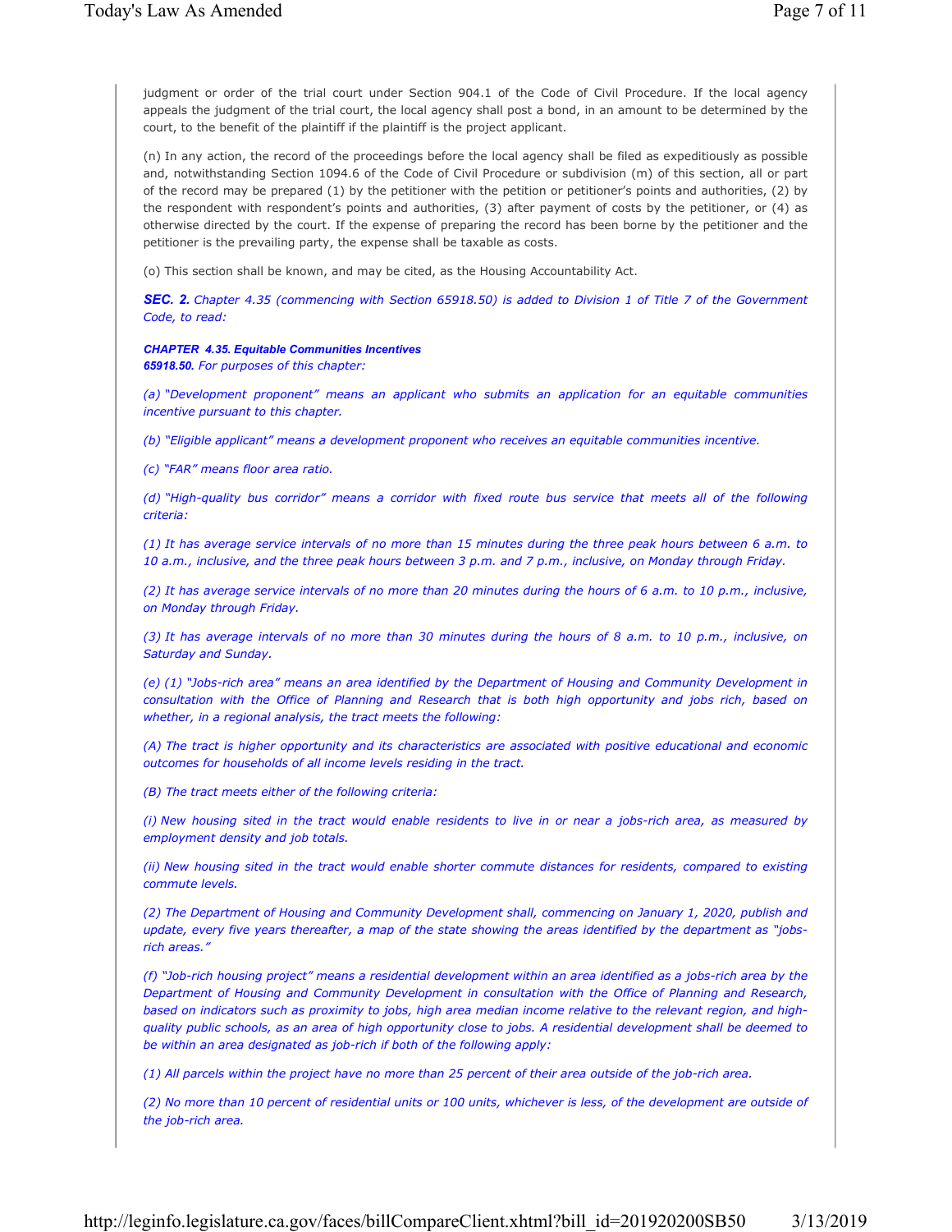judgment or order of the trial court under Section 904.1 of the Code of Civil Procedure. If the local agency appeals the judgment of the trial court, the local agency shall post a bond, in an amount to be determined by the court, to the benefit of the plaintiff if the plaintiff is the project applicant.

(n) In any action, the record of the proceedings before the local agency shall be filed as expeditiously as possible and, notwithstanding Section 1094.6 of the Code of Civil Procedure or subdivision (m) of this section, all or part of the record may be prepared (1) by the petitioner with the petition or petitioner's points and authorities, (2) by the respondent with respondent's points and authorities, (3) after payment of costs by the petitioner, or (4) as otherwise directed by the court. If the expense of preparing the record has been borne by the petitioner and the petitioner is the prevailing party, the expense shall be taxable as costs.

(o) This section shall be known, and may be cited, as the Housing Accountability Act.

***SEC. 2.*** *Chapter 4.35 (commencing with Section 65918.50) is added to Division 1 of Title 7 of the Government Code, to read:*

***CHAPTER 4.35. Equitable Communities Incentives***

***65918.50.*** *For purposes of this chapter:*

*(a) "Development proponent" means an applicant who submits an application for an equitable communities incentive pursuant to this chapter.*

*(b) "Eligible applicant" means a development proponent who receives an equitable communities incentive.*

*(c) "FAR" means floor area ratio.*

*(d) "High-quality bus corridor" means a corridor with fixed route bus service that meets all of the following criteria:*

*(1) It has average service intervals of no more than 15 minutes during the three peak hours between 6 a.m. to 10 a.m., inclusive, and the three peak hours between 3 p.m. and 7 p.m., inclusive, on Monday through Friday.*

*(2) It has average service intervals of no more than 20 minutes during the hours of 6 a.m. to 10 p.m., inclusive, on Monday through Friday.*

*(3) It has average intervals of no more than 30 minutes during the hours of 8 a.m. to 10 p.m., inclusive, on Saturday and Sunday.*

*(e) (1) "Jobs-rich area" means an area identified by the Department of Housing and Community Development in consultation with the Office of Planning and Research that is both high opportunity and jobs rich, based on whether, in a regional analysis, the tract meets the following:*

*(A) The tract is higher opportunity and its characteristics are associated with positive educational and economic outcomes for households of all income levels residing in the tract.*

*(B) The tract meets either of the following criteria:*

*(i) New housing sited in the tract would enable residents to live in or near a jobs-rich area, as measured by employment density and job totals.*

*(ii) New housing sited in the tract would enable shorter commute distances for residents, compared to existing commute levels.*

*(2) The Department of Housing and Community Development shall, commencing on January 1, 2020, publish and update, every five years thereafter, a map of the state showing the areas identified by the department as "jobs-rich areas."*

*(f) "Job-rich housing project" means a residential development within an area identified as a jobs-rich area by the Department of Housing and Community Development in consultation with the Office of Planning and Research, based on indicators such as proximity to jobs, high area median income relative to the relevant region, and high-quality public schools, as an area of high opportunity close to jobs. A residential development shall be deemed to be within an area designated as job-rich if both of the following apply:*

*(1) All parcels within the project have no more than 25 percent of their area outside of the job-rich area.*

*(2) No more than 10 percent of residential units or 100 units, whichever is less, of the development are outside of the job-rich area.*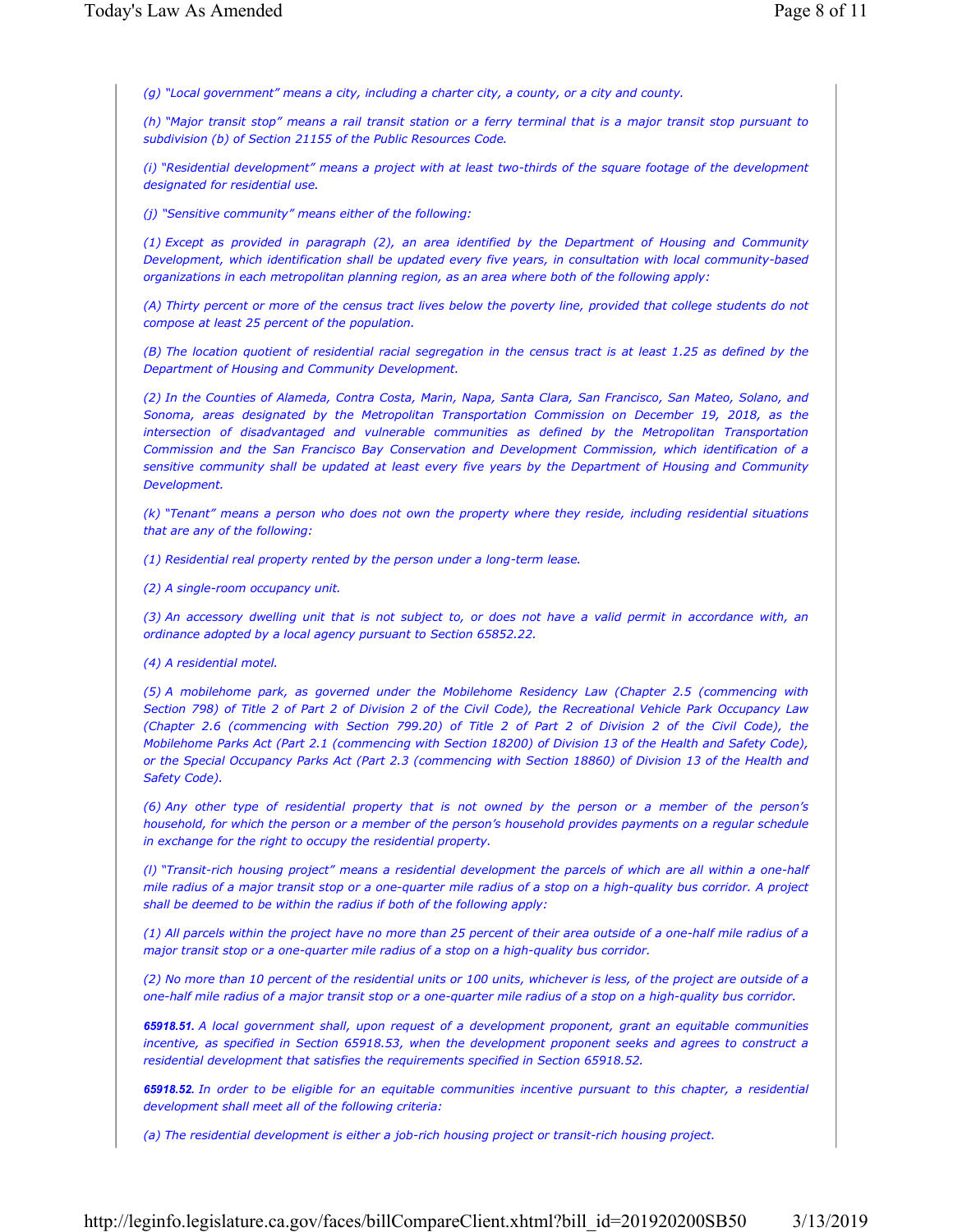*(g) "Local government" means a city, including a charter city, a county, or a city and county.*

*(h) "Major transit stop" means a rail transit station or a ferry terminal that is a major transit stop pursuant to subdivision (b) of Section 21155 of the Public Resources Code.*

*(i) "Residential development" means a project with at least two-thirds of the square footage of the development designated for residential use.*

*(j) "Sensitive community" means either of the following:*

*(1) Except as provided in paragraph (2), an area identified by the Department of Housing and Community Development, which identification shall be updated every five years, in consultation with local community-based organizations in each metropolitan planning region, as an area where both of the following apply:*

*(A) Thirty percent or more of the census tract lives below the poverty line, provided that college students do not compose at least 25 percent of the population.*

*(B) The location quotient of residential racial segregation in the census tract is at least 1.25 as defined by the Department of Housing and Community Development.*

*(2) In the Counties of Alameda, Contra Costa, Marin, Napa, Santa Clara, San Francisco, San Mateo, Solano, and Sonoma, areas designated by the Metropolitan Transportation Commission on December 19, 2018, as the intersection of disadvantaged and vulnerable communities as defined by the Metropolitan Transportation Commission and the San Francisco Bay Conservation and Development Commission, which identification of a sensitive community shall be updated at least every five years by the Department of Housing and Community Development.*

*(k) "Tenant" means a person who does not own the property where they reside, including residential situations that are any of the following:*

*(1) Residential real property rented by the person under a long-term lease.*

*(2) A single-room occupancy unit.*

*(3) An accessory dwelling unit that is not subject to, or does not have a valid permit in accordance with, an ordinance adopted by a local agency pursuant to Section 65852.22.*

*(4) A residential motel.*

*(5) A mobilehome park, as governed under the Mobilehome Residency Law (Chapter 2.5 (commencing with Section 798) of Title 2 of Part 2 of Division 2 of the Civil Code), the Recreational Vehicle Park Occupancy Law (Chapter 2.6 (commencing with Section 799.20) of Title 2 of Part 2 of Division 2 of the Civil Code), the Mobilehome Parks Act (Part 2.1 (commencing with Section 18200) of Division 13 of the Health and Safety Code), or the Special Occupancy Parks Act (Part 2.3 (commencing with Section 18860) of Division 13 of the Health and Safety Code).*

*(6) Any other type of residential property that is not owned by the person or a member of the person's household, for which the person or a member of the person's household provides payments on a regular schedule in exchange for the right to occupy the residential property.*

*(l) "Transit-rich housing project" means a residential development the parcels of which are all within a one-half mile radius of a major transit stop or a one-quarter mile radius of a stop on a high-quality bus corridor. A project shall be deemed to be within the radius if both of the following apply:*

*(1) All parcels within the project have no more than 25 percent of their area outside of a one-half mile radius of a major transit stop or a one-quarter mile radius of a stop on a high-quality bus corridor.*

*(2) No more than 10 percent of the residential units or 100 units, whichever is less, of the project are outside of a one-half mile radius of a major transit stop or a one-quarter mile radius of a stop on a high-quality bus corridor.*

***65918.51.*** *A local government shall, upon request of a development proponent, grant an equitable communities incentive, as specified in Section 65918.53, when the development proponent seeks and agrees to construct a residential development that satisfies the requirements specified in Section 65918.52.*

***65918.52.*** *In order to be eligible for an equitable communities incentive pursuant to this chapter, a residential development shall meet all of the following criteria:*

*(a) The residential development is either a job-rich housing project or transit-rich housing project.*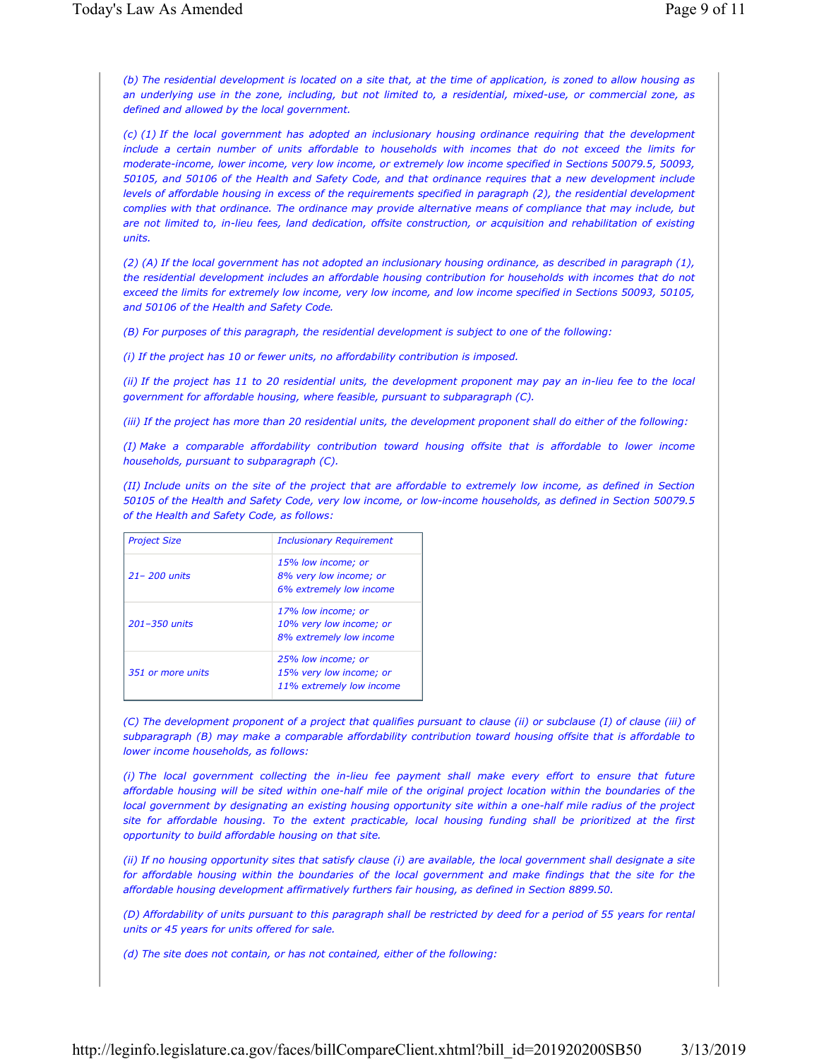*(b) The residential development is located on a site that, at the time of application, is zoned to allow housing as an underlying use in the zone, including, but not limited to, a residential, mixed-use, or commercial zone, as defined and allowed by the local government.*

*(c) (1) If the local government has adopted an inclusionary housing ordinance requiring that the development include a certain number of units affordable to households with incomes that do not exceed the limits for moderate-income, lower income, very low income, or extremely low income specified in Sections 50079.5, 50093, 50105, and 50106 of the Health and Safety Code, and that ordinance requires that a new development include levels of affordable housing in excess of the requirements specified in paragraph (2), the residential development complies with that ordinance. The ordinance may provide alternative means of compliance that may include, but are not limited to, in-lieu fees, land dedication, offsite construction, or acquisition and rehabilitation of existing units.*

*(2) (A) If the local government has not adopted an inclusionary housing ordinance, as described in paragraph (1), the residential development includes an affordable housing contribution for households with incomes that do not exceed the limits for extremely low income, very low income, and low income specified in Sections 50093, 50105, and 50106 of the Health and Safety Code.*

*(B) For purposes of this paragraph, the residential development is subject to one of the following:*

*(i) If the project has 10 or fewer units, no affordability contribution is imposed.*

*(ii) If the project has 11 to 20 residential units, the development proponent may pay an in-lieu fee to the local government for affordable housing, where feasible, pursuant to subparagraph (C).*

*(iii) If the project has more than 20 residential units, the development proponent shall do either of the following:*

*(I) Make a comparable affordability contribution toward housing offsite that is affordable to lower income households, pursuant to subparagraph (C).*

*(II) Include units on the site of the project that are affordable to extremely low income, as defined in Section 50105 of the Health and Safety Code, very low income, or low-income households, as defined in Section 50079.5 of the Health and Safety Code, as follows:*

| *Project Size* | *Inclusionary Requirement* |
|---|---|
| *21– 200 units* | *15% low income; or*<br>*8% very low income; or*<br>*6% extremely low income* |
| *201–350 units* | *17% low income; or*<br>*10% very low income; or*<br>*8% extremely low income* |
| *351 or more units* | *25% low income; or*<br>*15% very low income; or*<br>*11% extremely low income* |

*(C) The development proponent of a project that qualifies pursuant to clause (ii) or subclause (I) of clause (iii) of subparagraph (B) may make a comparable affordability contribution toward housing offsite that is affordable to lower income households, as follows:*

*(i) The local government collecting the in-lieu fee payment shall make every effort to ensure that future affordable housing will be sited within one-half mile of the original project location within the boundaries of the local government by designating an existing housing opportunity site within a one-half mile radius of the project site for affordable housing. To the extent practicable, local housing funding shall be prioritized at the first opportunity to build affordable housing on that site.*

*(ii) If no housing opportunity sites that satisfy clause (i) are available, the local government shall designate a site for affordable housing within the boundaries of the local government and make findings that the site for the affordable housing development affirmatively furthers fair housing, as defined in Section 8899.50.*

*(D) Affordability of units pursuant to this paragraph shall be restricted by deed for a period of 55 years for rental units or 45 years for units offered for sale.*

*(d) The site does not contain, or has not contained, either of the following:*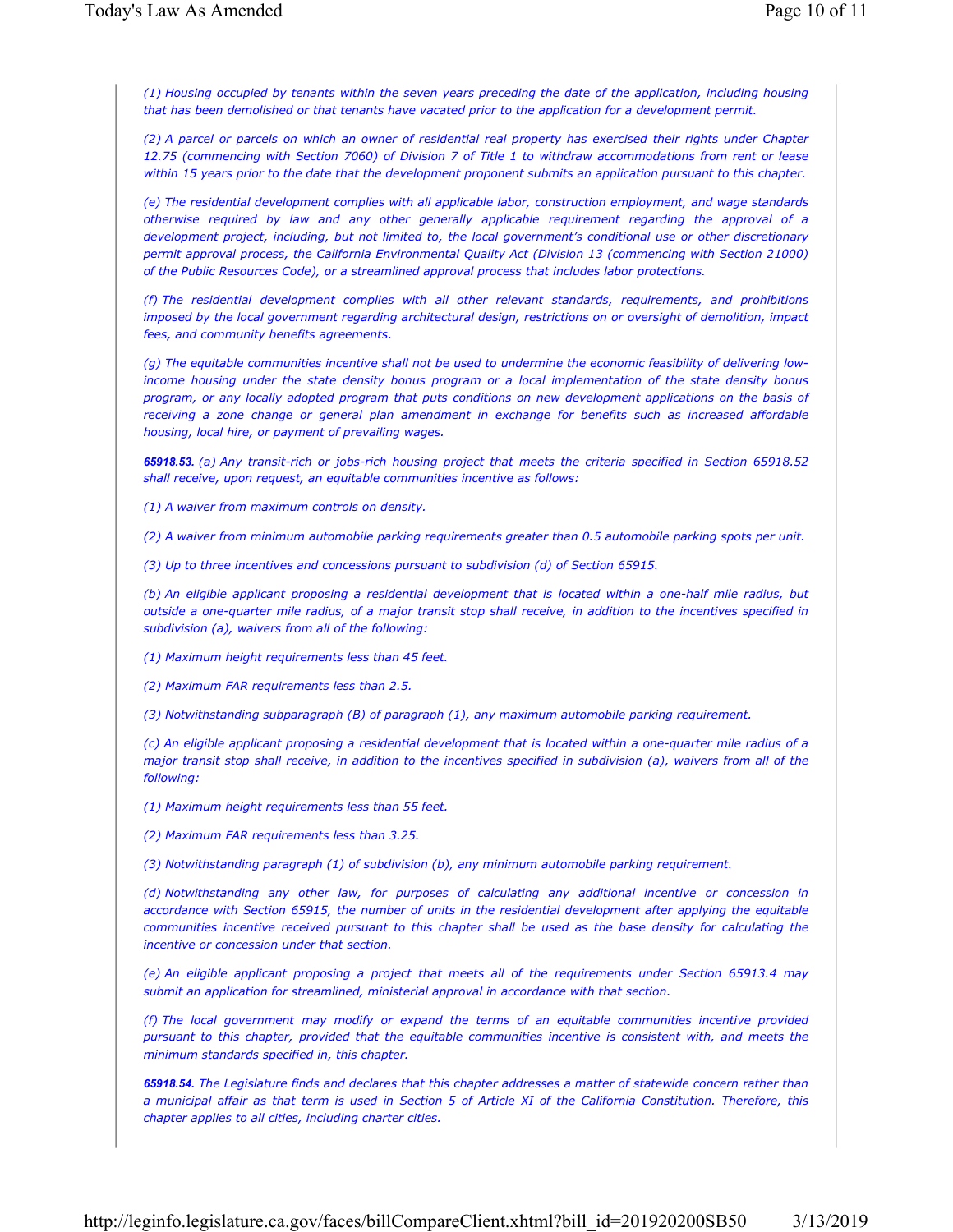*(1) Housing occupied by tenants within the seven years preceding the date of the application, including housing that has been demolished or that tenants have vacated prior to the application for a development permit.*

*(2) A parcel or parcels on which an owner of residential real property has exercised their rights under Chapter 12.75 (commencing with Section 7060) of Division 7 of Title 1 to withdraw accommodations from rent or lease within 15 years prior to the date that the development proponent submits an application pursuant to this chapter.*

*(e) The residential development complies with all applicable labor, construction employment, and wage standards otherwise required by law and any other generally applicable requirement regarding the approval of a development project, including, but not limited to, the local government's conditional use or other discretionary permit approval process, the California Environmental Quality Act (Division 13 (commencing with Section 21000) of the Public Resources Code), or a streamlined approval process that includes labor protections.*

*(f) The residential development complies with all other relevant standards, requirements, and prohibitions imposed by the local government regarding architectural design, restrictions on or oversight of demolition, impact fees, and community benefits agreements.*

*(g) The equitable communities incentive shall not be used to undermine the economic feasibility of delivering low-income housing under the state density bonus program or a local implementation of the state density bonus program, or any locally adopted program that puts conditions on new development applications on the basis of receiving a zone change or general plan amendment in exchange for benefits such as increased affordable housing, local hire, or payment of prevailing wages.*

***65918.53.*** *(a) Any transit-rich or jobs-rich housing project that meets the criteria specified in Section 65918.52 shall receive, upon request, an equitable communities incentive as follows:*

*(1) A waiver from maximum controls on density.*

*(2) A waiver from minimum automobile parking requirements greater than 0.5 automobile parking spots per unit.*

*(3) Up to three incentives and concessions pursuant to subdivision (d) of Section 65915.*

*(b) An eligible applicant proposing a residential development that is located within a one-half mile radius, but outside a one-quarter mile radius, of a major transit stop shall receive, in addition to the incentives specified in subdivision (a), waivers from all of the following:*

*(1) Maximum height requirements less than 45 feet.*

*(2) Maximum FAR requirements less than 2.5.*

*(3) Notwithstanding subparagraph (B) of paragraph (1), any maximum automobile parking requirement.*

*(c) An eligible applicant proposing a residential development that is located within a one-quarter mile radius of a major transit stop shall receive, in addition to the incentives specified in subdivision (a), waivers from all of the following:*

*(1) Maximum height requirements less than 55 feet.*

*(2) Maximum FAR requirements less than 3.25.*

*(3) Notwithstanding paragraph (1) of subdivision (b), any minimum automobile parking requirement.*

*(d) Notwithstanding any other law, for purposes of calculating any additional incentive or concession in accordance with Section 65915, the number of units in the residential development after applying the equitable communities incentive received pursuant to this chapter shall be used as the base density for calculating the incentive or concession under that section.*

*(e) An eligible applicant proposing a project that meets all of the requirements under Section 65913.4 may submit an application for streamlined, ministerial approval in accordance with that section.*

*(f) The local government may modify or expand the terms of an equitable communities incentive provided pursuant to this chapter, provided that the equitable communities incentive is consistent with, and meets the minimum standards specified in, this chapter.*

***65918.54.*** *The Legislature finds and declares that this chapter addresses a matter of statewide concern rather than a municipal affair as that term is used in Section 5 of Article XI of the California Constitution. Therefore, this chapter applies to all cities, including charter cities.*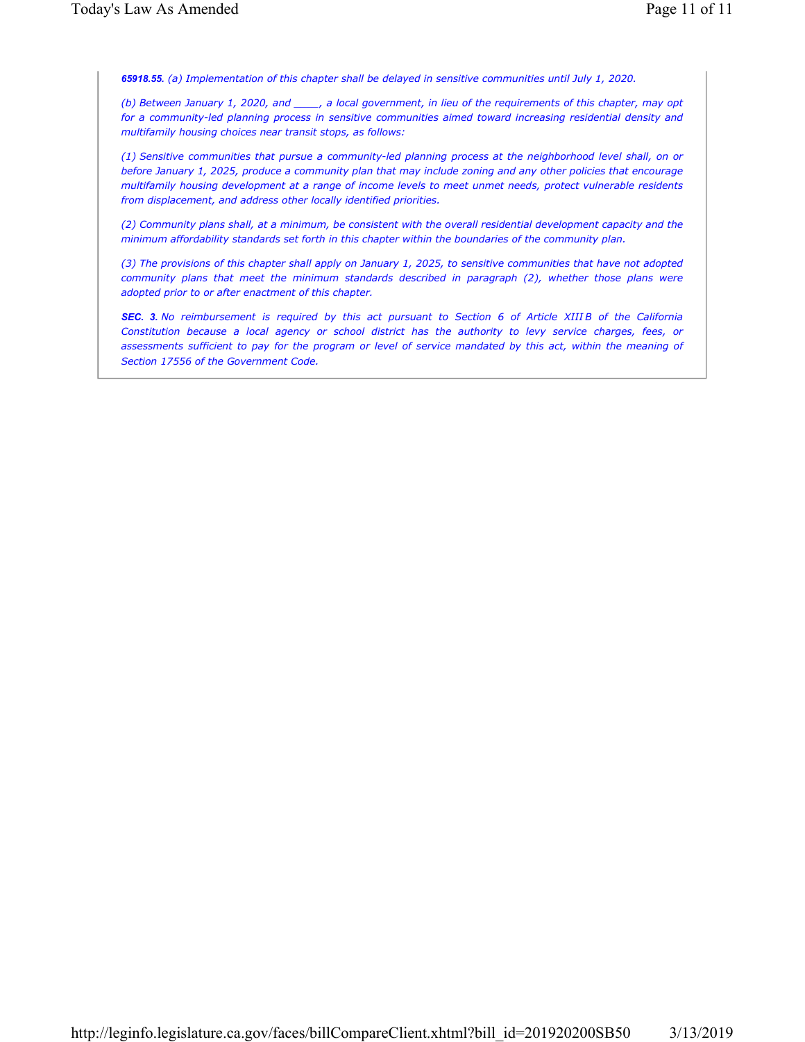***65918.55.*** *(a) Implementation of this chapter shall be delayed in sensitive communities until July 1, 2020.*

*(b) Between January 1, 2020, and ____, a local government, in lieu of the requirements of this chapter, may opt for a community-led planning process in sensitive communities aimed toward increasing residential density and multifamily housing choices near transit stops, as follows:*

*(1) Sensitive communities that pursue a community-led planning process at the neighborhood level shall, on or before January 1, 2025, produce a community plan that may include zoning and any other policies that encourage multifamily housing development at a range of income levels to meet unmet needs, protect vulnerable residents from displacement, and address other locally identified priorities.*

*(2) Community plans shall, at a minimum, be consistent with the overall residential development capacity and the minimum affordability standards set forth in this chapter within the boundaries of the community plan.*

*(3) The provisions of this chapter shall apply on January 1, 2025, to sensitive communities that have not adopted community plans that meet the minimum standards described in paragraph (2), whether those plans were adopted prior to or after enactment of this chapter.*

***SEC. 3.*** *No reimbursement is required by this act pursuant to Section 6 of Article XIII B of the California Constitution because a local agency or school district has the authority to levy service charges, fees, or assessments sufficient to pay for the program or level of service mandated by this act, within the meaning of Section 17556 of the Government Code.*